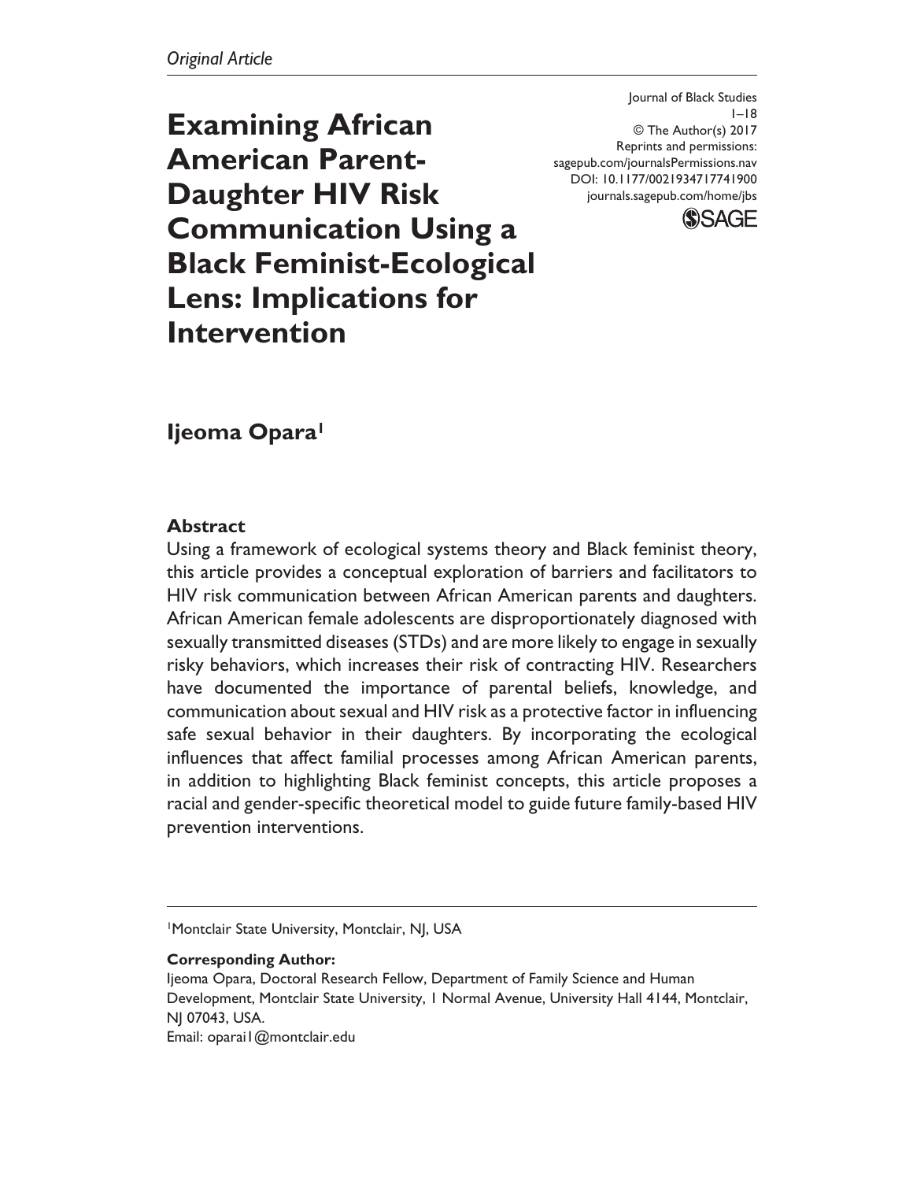*Original Article*

# Examining African American Parent-Daughter HIV Risk Communication Using a Black Feminist-Ecological Lens: Implications for Intervention

Journal of Black Studies
1–18
© The Author(s) 2017
Reprints and permissions:
sagepub.com/journalsPermissions.nav
DOI: 10.1177/0021934717741900
journals.sagepub.com/home/jbs

**Ijeoma Opara**[1]

## Abstract

Using a framework of ecological systems theory and Black feminist theory, this article provides a conceptual exploration of barriers and facilitators to HIV risk communication between African American parents and daughters. African American female adolescents are disproportionately diagnosed with sexually transmitted diseases (STDs) and are more likely to engage in sexually risky behaviors, which increases their risk of contracting HIV. Researchers have documented the importance of parental beliefs, knowledge, and communication about sexual and HIV risk as a protective factor in influencing safe sexual behavior in their daughters. By incorporating the ecological influences that affect familial processes among African American parents, in addition to highlighting Black feminist concepts, this article proposes a racial and gender-specific theoretical model to guide future family-based HIV prevention interventions.

---

[1]Montclair State University, Montclair, NJ, USA

**Corresponding Author:**
Ijeoma Opara, Doctoral Research Fellow, Department of Family Science and Human Development, Montclair State University, 1 Normal Avenue, University Hall 4144, Montclair, NJ 07043, USA.
Email: oparai1@montclair.edu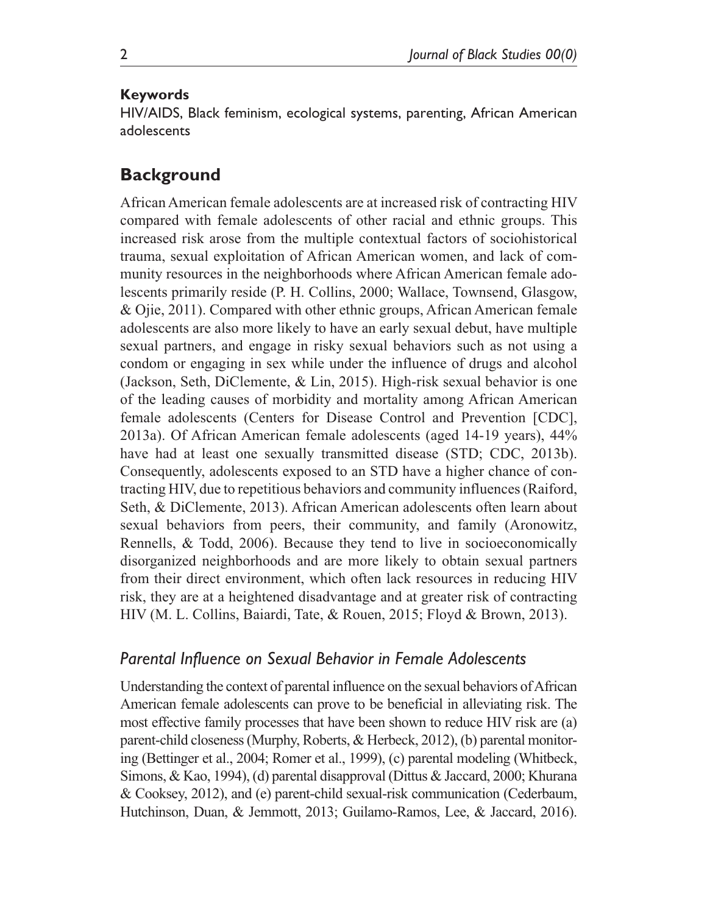**Keywords**

HIV/AIDS, Black feminism, ecological systems, parenting, African American adolescents

## Background

African American female adolescents are at increased risk of contracting HIV compared with female adolescents of other racial and ethnic groups. This increased risk arose from the multiple contextual factors of sociohistorical trauma, sexual exploitation of African American women, and lack of community resources in the neighborhoods where African American female adolescents primarily reside (P. H. Collins, 2000; Wallace, Townsend, Glasgow, & Ojie, 2011). Compared with other ethnic groups, African American female adolescents are also more likely to have an early sexual debut, have multiple sexual partners, and engage in risky sexual behaviors such as not using a condom or engaging in sex while under the influence of drugs and alcohol (Jackson, Seth, DiClemente, & Lin, 2015). High-risk sexual behavior is one of the leading causes of morbidity and mortality among African American female adolescents (Centers for Disease Control and Prevention [CDC], 2013a). Of African American female adolescents (aged 14-19 years), 44% have had at least one sexually transmitted disease (STD; CDC, 2013b). Consequently, adolescents exposed to an STD have a higher chance of contracting HIV, due to repetitious behaviors and community influences (Raiford, Seth, & DiClemente, 2013). African American adolescents often learn about sexual behaviors from peers, their community, and family (Aronowitz, Rennells, & Todd, 2006). Because they tend to live in socioeconomically disorganized neighborhoods and are more likely to obtain sexual partners from their direct environment, which often lack resources in reducing HIV risk, they are at a heightened disadvantage and at greater risk of contracting HIV (M. L. Collins, Baiardi, Tate, & Rouen, 2015; Floyd & Brown, 2013).

### *Parental Influence on Sexual Behavior in Female Adolescents*

Understanding the context of parental influence on the sexual behaviors of African American female adolescents can prove to be beneficial in alleviating risk. The most effective family processes that have been shown to reduce HIV risk are (a) parent-child closeness (Murphy, Roberts, & Herbeck, 2012), (b) parental monitoring (Bettinger et al., 2004; Romer et al., 1999), (c) parental modeling (Whitbeck, Simons, & Kao, 1994), (d) parental disapproval (Dittus & Jaccard, 2000; Khurana & Cooksey, 2012), and (e) parent-child sexual-risk communication (Cederbaum, Hutchinson, Duan, & Jemmott, 2013; Guilamo-Ramos, Lee, & Jaccard, 2016).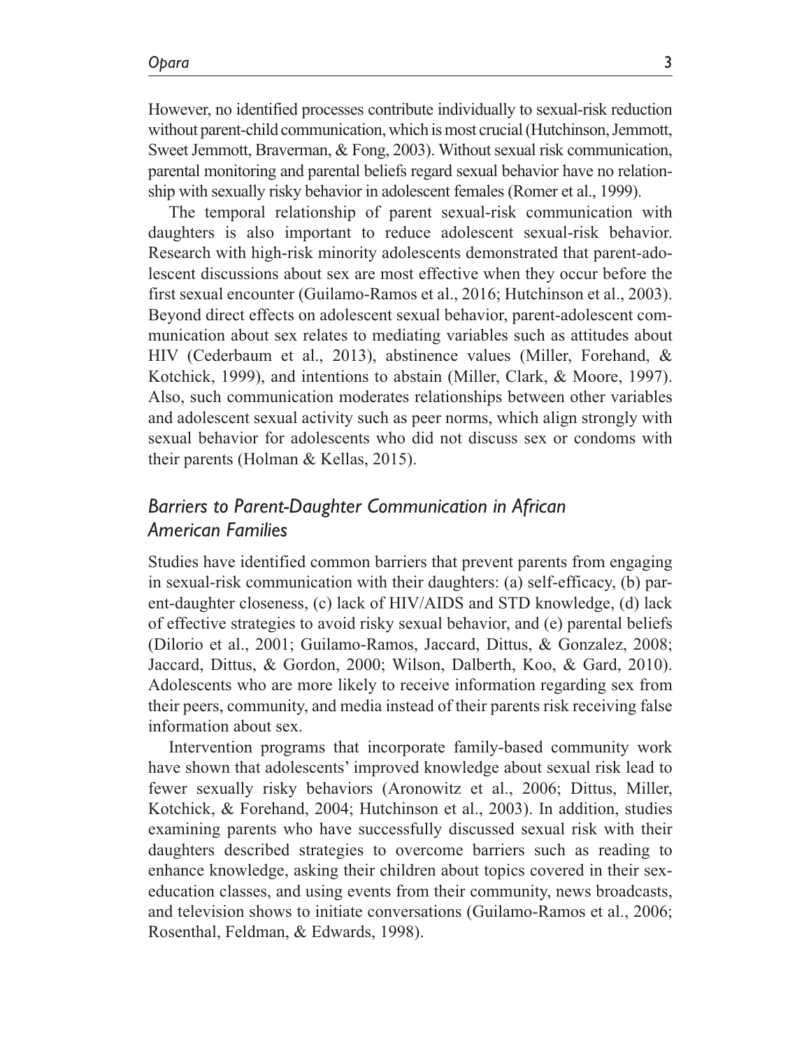However, no identified processes contribute individually to sexual-risk reduction without parent-child communication, which is most crucial (Hutchinson, Jemmott, Sweet Jemmott, Braverman, & Fong, 2003). Without sexual risk communication, parental monitoring and parental beliefs regard sexual behavior have no relationship with sexually risky behavior in adolescent females (Romer et al., 1999).

The temporal relationship of parent sexual-risk communication with daughters is also important to reduce adolescent sexual-risk behavior. Research with high-risk minority adolescents demonstrated that parent-adolescent discussions about sex are most effective when they occur before the first sexual encounter (Guilamo-Ramos et al., 2016; Hutchinson et al., 2003). Beyond direct effects on adolescent sexual behavior, parent-adolescent communication about sex relates to mediating variables such as attitudes about HIV (Cederbaum et al., 2013), abstinence values (Miller, Forehand, & Kotchick, 1999), and intentions to abstain (Miller, Clark, & Moore, 1997). Also, such communication moderates relationships between other variables and adolescent sexual activity such as peer norms, which align strongly with sexual behavior for adolescents who did not discuss sex or condoms with their parents (Holman & Kellas, 2015).

### *Barriers to Parent-Daughter Communication in African American Families*

Studies have identified common barriers that prevent parents from engaging in sexual-risk communication with their daughters: (a) self-efficacy, (b) parent-daughter closeness, (c) lack of HIV/AIDS and STD knowledge, (d) lack of effective strategies to avoid risky sexual behavior, and (e) parental beliefs (Dilorio et al., 2001; Guilamo-Ramos, Jaccard, Dittus, & Gonzalez, 2008; Jaccard, Dittus, & Gordon, 2000; Wilson, Dalberth, Koo, & Gard, 2010). Adolescents who are more likely to receive information regarding sex from their peers, community, and media instead of their parents risk receiving false information about sex.

Intervention programs that incorporate family-based community work have shown that adolescents' improved knowledge about sexual risk lead to fewer sexually risky behaviors (Aronowitz et al., 2006; Dittus, Miller, Kotchick, & Forehand, 2004; Hutchinson et al., 2003). In addition, studies examining parents who have successfully discussed sexual risk with their daughters described strategies to overcome barriers such as reading to enhance knowledge, asking their children about topics covered in their sex-education classes, and using events from their community, news broadcasts, and television shows to initiate conversations (Guilamo-Ramos et al., 2006; Rosenthal, Feldman, & Edwards, 1998).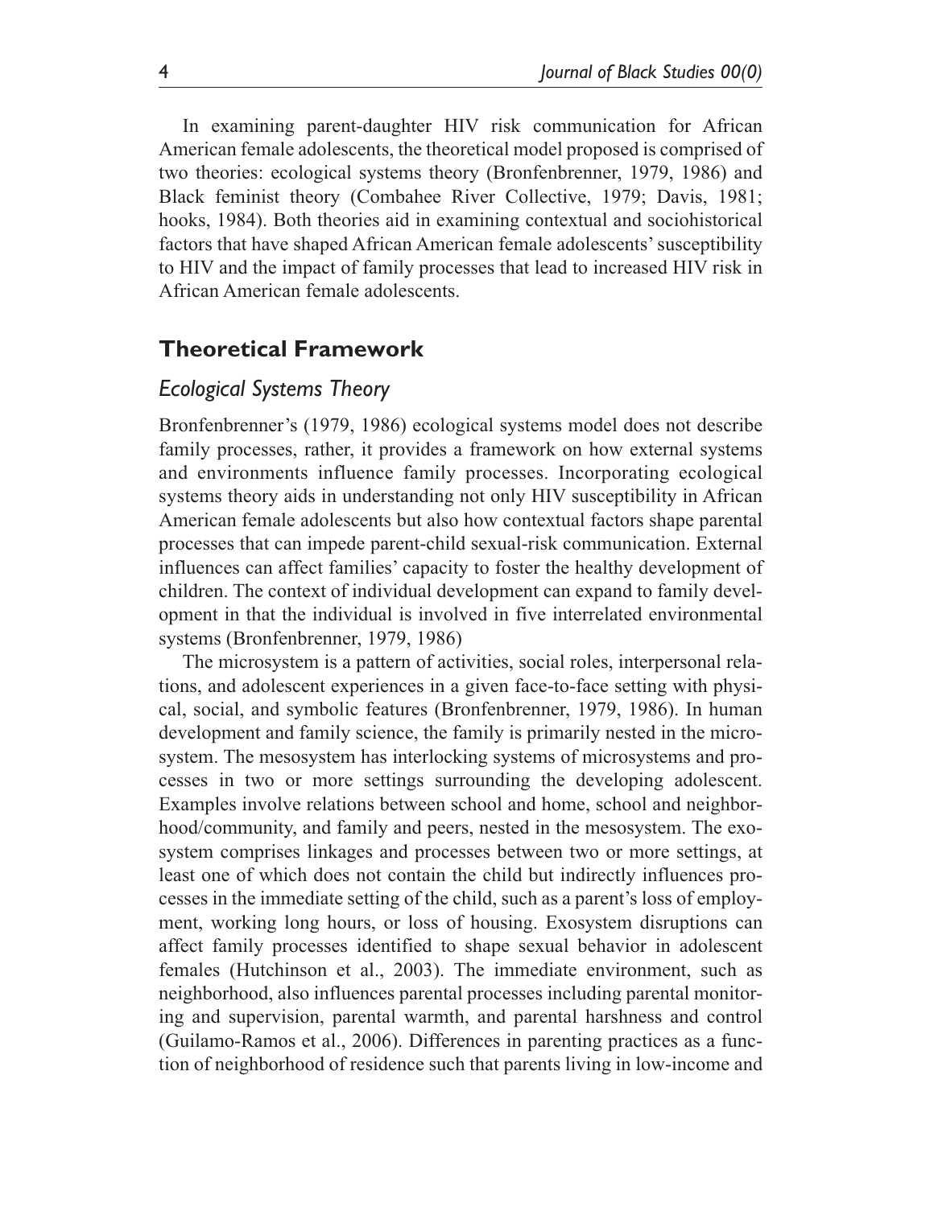In examining parent-daughter HIV risk communication for African American female adolescents, the theoretical model proposed is comprised of two theories: ecological systems theory (Bronfenbrenner, 1979, 1986) and Black feminist theory (Combahee River Collective, 1979; Davis, 1981; hooks, 1984). Both theories aid in examining contextual and sociohistorical factors that have shaped African American female adolescents' susceptibility to HIV and the impact of family processes that lead to increased HIV risk in African American female adolescents.

## Theoretical Framework

### *Ecological Systems Theory*

Bronfenbrenner's (1979, 1986) ecological systems model does not describe family processes, rather, it provides a framework on how external systems and environments influence family processes. Incorporating ecological systems theory aids in understanding not only HIV susceptibility in African American female adolescents but also how contextual factors shape parental processes that can impede parent-child sexual-risk communication. External influences can affect families' capacity to foster the healthy development of children. The context of individual development can expand to family development in that the individual is involved in five interrelated environmental systems (Bronfenbrenner, 1979, 1986)

The microsystem is a pattern of activities, social roles, interpersonal relations, and adolescent experiences in a given face-to-face setting with physical, social, and symbolic features (Bronfenbrenner, 1979, 1986). In human development and family science, the family is primarily nested in the microsystem. The mesosystem has interlocking systems of microsystems and processes in two or more settings surrounding the developing adolescent. Examples involve relations between school and home, school and neighborhood/community, and family and peers, nested in the mesosystem. The exosystem comprises linkages and processes between two or more settings, at least one of which does not contain the child but indirectly influences processes in the immediate setting of the child, such as a parent's loss of employment, working long hours, or loss of housing. Exosystem disruptions can affect family processes identified to shape sexual behavior in adolescent females (Hutchinson et al., 2003). The immediate environment, such as neighborhood, also influences parental processes including parental monitoring and supervision, parental warmth, and parental harshness and control (Guilamo-Ramos et al., 2006). Differences in parenting practices as a function of neighborhood of residence such that parents living in low-income and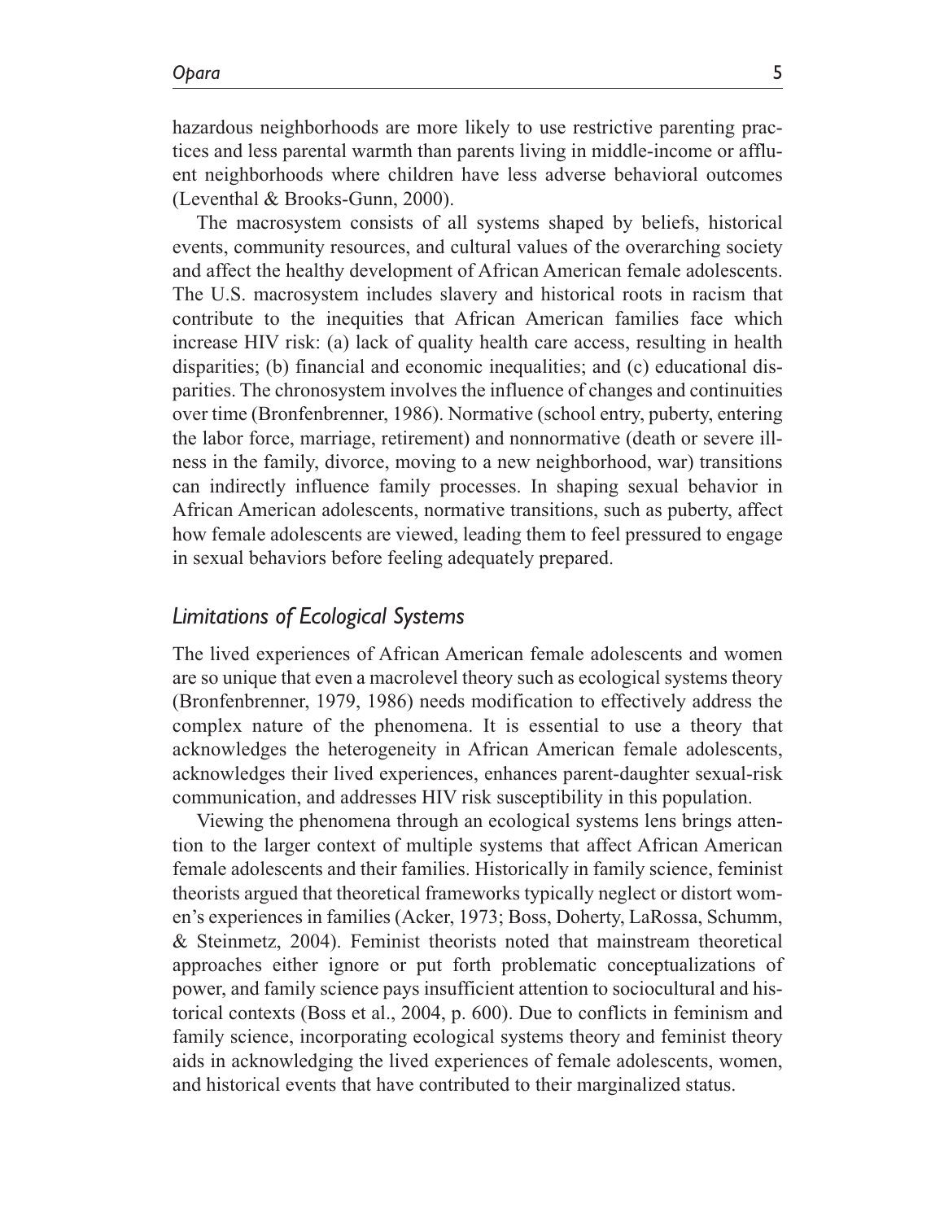hazardous neighborhoods are more likely to use restrictive parenting practices and less parental warmth than parents living in middle-income or affluent neighborhoods where children have less adverse behavioral outcomes (Leventhal & Brooks-Gunn, 2000).

The macrosystem consists of all systems shaped by beliefs, historical events, community resources, and cultural values of the overarching society and affect the healthy development of African American female adolescents. The U.S. macrosystem includes slavery and historical roots in racism that contribute to the inequities that African American families face which increase HIV risk: (a) lack of quality health care access, resulting in health disparities; (b) financial and economic inequalities; and (c) educational disparities. The chronosystem involves the influence of changes and continuities over time (Bronfenbrenner, 1986). Normative (school entry, puberty, entering the labor force, marriage, retirement) and nonnormative (death or severe illness in the family, divorce, moving to a new neighborhood, war) transitions can indirectly influence family processes. In shaping sexual behavior in African American adolescents, normative transitions, such as puberty, affect how female adolescents are viewed, leading them to feel pressured to engage in sexual behaviors before feeling adequately prepared.

### *Limitations of Ecological Systems*

The lived experiences of African American female adolescents and women are so unique that even a macrolevel theory such as ecological systems theory (Bronfenbrenner, 1979, 1986) needs modification to effectively address the complex nature of the phenomena. It is essential to use a theory that acknowledges the heterogeneity in African American female adolescents, acknowledges their lived experiences, enhances parent-daughter sexual-risk communication, and addresses HIV risk susceptibility in this population.

Viewing the phenomena through an ecological systems lens brings attention to the larger context of multiple systems that affect African American female adolescents and their families. Historically in family science, feminist theorists argued that theoretical frameworks typically neglect or distort women's experiences in families (Acker, 1973; Boss, Doherty, LaRossa, Schumm, & Steinmetz, 2004). Feminist theorists noted that mainstream theoretical approaches either ignore or put forth problematic conceptualizations of power, and family science pays insufficient attention to sociocultural and historical contexts (Boss et al., 2004, p. 600). Due to conflicts in feminism and family science, incorporating ecological systems theory and feminist theory aids in acknowledging the lived experiences of female adolescents, women, and historical events that have contributed to their marginalized status.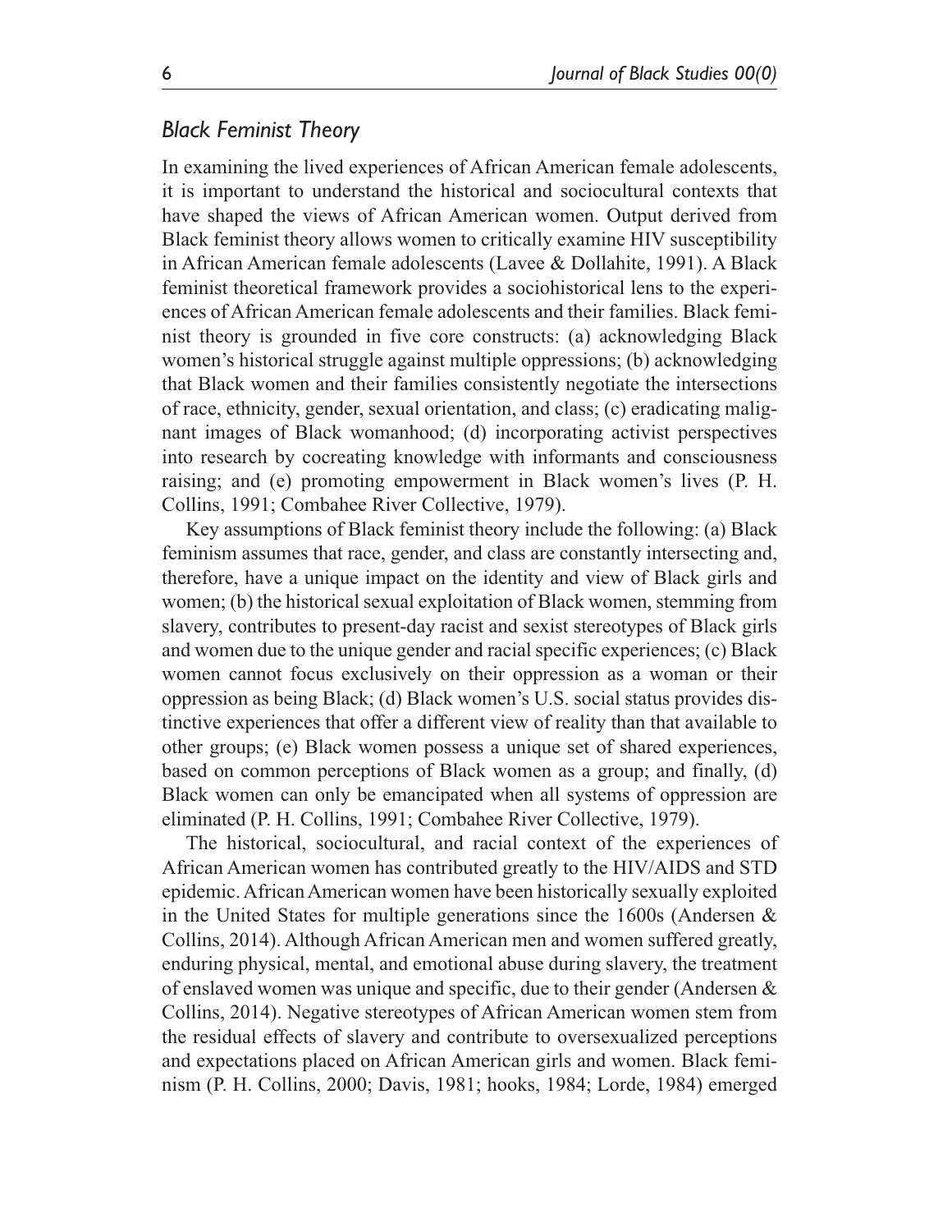### *Black Feminist Theory*

In examining the lived experiences of African American female adolescents, it is important to understand the historical and sociocultural contexts that have shaped the views of African American women. Output derived from Black feminist theory allows women to critically examine HIV susceptibility in African American female adolescents (Lavee & Dollahite, 1991). A Black feminist theoretical framework provides a sociohistorical lens to the experiences of African American female adolescents and their families. Black feminist theory is grounded in five core constructs: (a) acknowledging Black women's historical struggle against multiple oppressions; (b) acknowledging that Black women and their families consistently negotiate the intersections of race, ethnicity, gender, sexual orientation, and class; (c) eradicating malignant images of Black womanhood; (d) incorporating activist perspectives into research by cocreating knowledge with informants and consciousness raising; and (e) promoting empowerment in Black women's lives (P. H. Collins, 1991; Combahee River Collective, 1979).

Key assumptions of Black feminist theory include the following: (a) Black feminism assumes that race, gender, and class are constantly intersecting and, therefore, have a unique impact on the identity and view of Black girls and women; (b) the historical sexual exploitation of Black women, stemming from slavery, contributes to present-day racist and sexist stereotypes of Black girls and women due to the unique gender and racial specific experiences; (c) Black women cannot focus exclusively on their oppression as a woman or their oppression as being Black; (d) Black women's U.S. social status provides distinctive experiences that offer a different view of reality than that available to other groups; (e) Black women possess a unique set of shared experiences, based on common perceptions of Black women as a group; and finally, (d) Black women can only be emancipated when all systems of oppression are eliminated (P. H. Collins, 1991; Combahee River Collective, 1979).

The historical, sociocultural, and racial context of the experiences of African American women has contributed greatly to the HIV/AIDS and STD epidemic. African American women have been historically sexually exploited in the United States for multiple generations since the 1600s (Andersen & Collins, 2014). Although African American men and women suffered greatly, enduring physical, mental, and emotional abuse during slavery, the treatment of enslaved women was unique and specific, due to their gender (Andersen & Collins, 2014). Negative stereotypes of African American women stem from the residual effects of slavery and contribute to oversexualized perceptions and expectations placed on African American girls and women. Black feminism (P. H. Collins, 2000; Davis, 1981; hooks, 1984; Lorde, 1984) emerged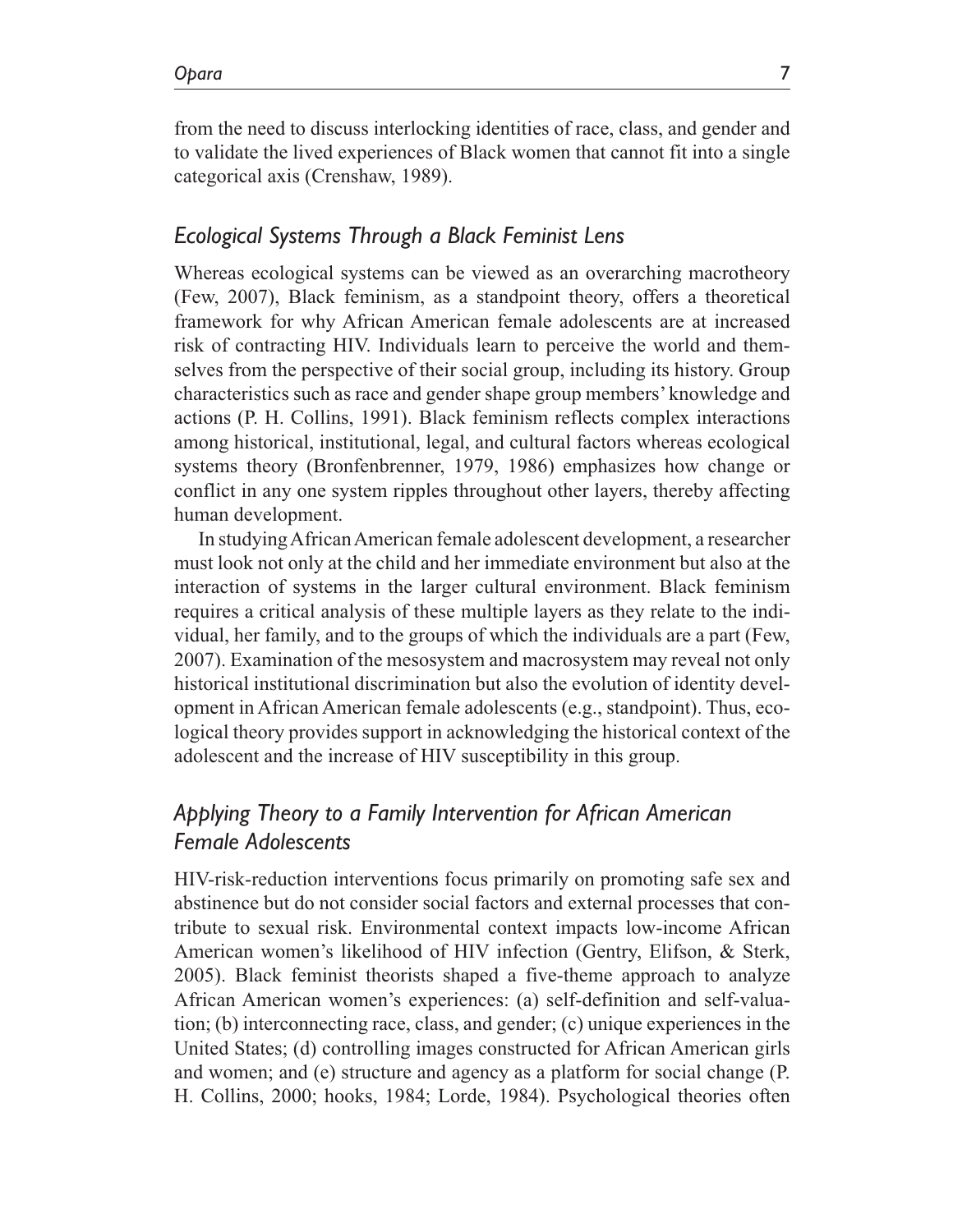from the need to discuss interlocking identities of race, class, and gender and to validate the lived experiences of Black women that cannot fit into a single categorical axis (Crenshaw, 1989).

### *Ecological Systems Through a Black Feminist Lens*

Whereas ecological systems can be viewed as an overarching macrotheory (Few, 2007), Black feminism, as a standpoint theory, offers a theoretical framework for why African American female adolescents are at increased risk of contracting HIV. Individuals learn to perceive the world and themselves from the perspective of their social group, including its history. Group characteristics such as race and gender shape group members' knowledge and actions (P. H. Collins, 1991). Black feminism reflects complex interactions among historical, institutional, legal, and cultural factors whereas ecological systems theory (Bronfenbrenner, 1979, 1986) emphasizes how change or conflict in any one system ripples throughout other layers, thereby affecting human development.

In studying African American female adolescent development, a researcher must look not only at the child and her immediate environment but also at the interaction of systems in the larger cultural environment. Black feminism requires a critical analysis of these multiple layers as they relate to the individual, her family, and to the groups of which the individuals are a part (Few, 2007). Examination of the mesosystem and macrosystem may reveal not only historical institutional discrimination but also the evolution of identity development in African American female adolescents (e.g., standpoint). Thus, ecological theory provides support in acknowledging the historical context of the adolescent and the increase of HIV susceptibility in this group.

### *Applying Theory to a Family Intervention for African American Female Adolescents*

HIV-risk-reduction interventions focus primarily on promoting safe sex and abstinence but do not consider social factors and external processes that contribute to sexual risk. Environmental context impacts low-income African American women's likelihood of HIV infection (Gentry, Elifson, & Sterk, 2005). Black feminist theorists shaped a five-theme approach to analyze African American women's experiences: (a) self-definition and self-valuation; (b) interconnecting race, class, and gender; (c) unique experiences in the United States; (d) controlling images constructed for African American girls and women; and (e) structure and agency as a platform for social change (P. H. Collins, 2000; hooks, 1984; Lorde, 1984). Psychological theories often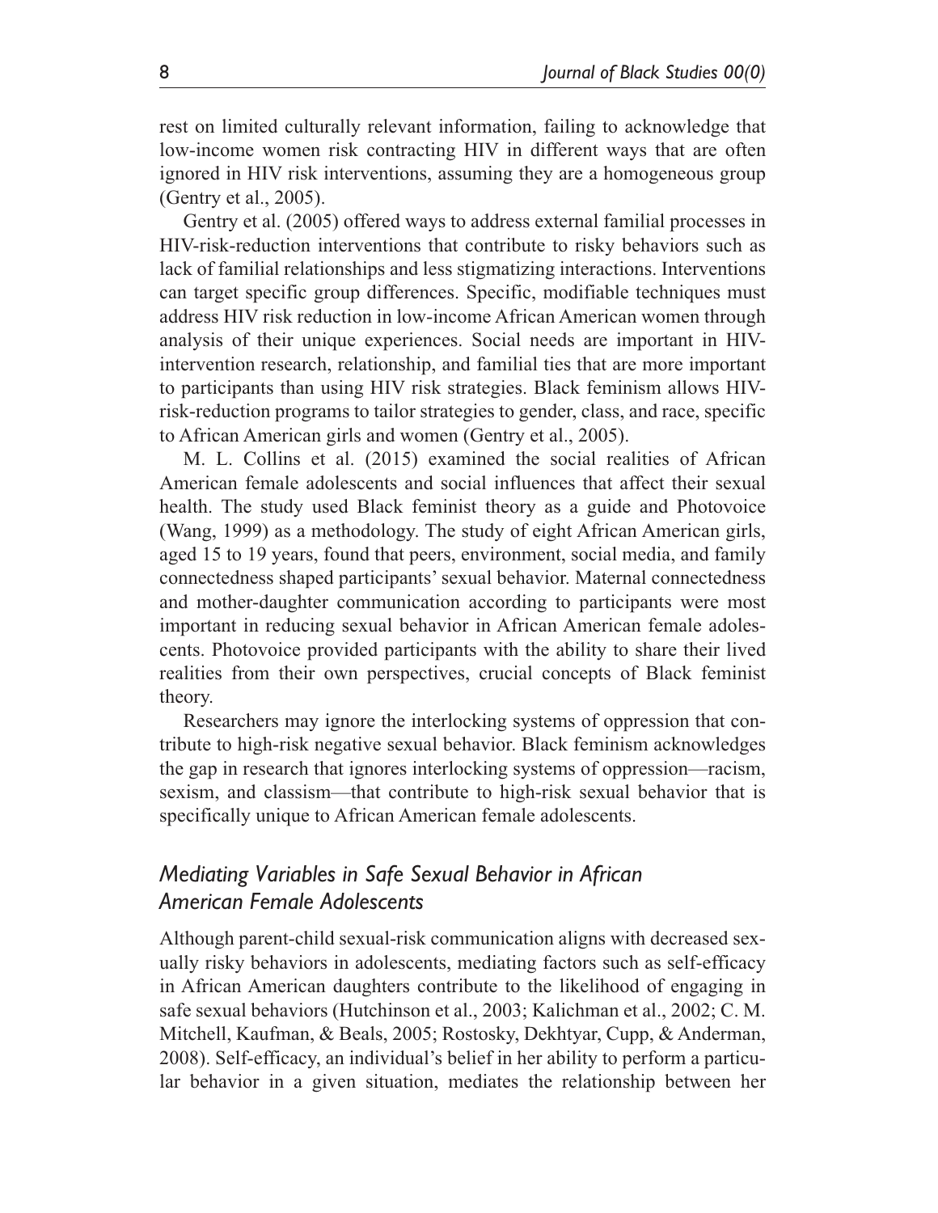rest on limited culturally relevant information, failing to acknowledge that low-income women risk contracting HIV in different ways that are often ignored in HIV risk interventions, assuming they are a homogeneous group (Gentry et al., 2005).

Gentry et al. (2005) offered ways to address external familial processes in HIV-risk-reduction interventions that contribute to risky behaviors such as lack of familial relationships and less stigmatizing interactions. Interventions can target specific group differences. Specific, modifiable techniques must address HIV risk reduction in low-income African American women through analysis of their unique experiences. Social needs are important in HIV-intervention research, relationship, and familial ties that are more important to participants than using HIV risk strategies. Black feminism allows HIV-risk-reduction programs to tailor strategies to gender, class, and race, specific to African American girls and women (Gentry et al., 2005).

M. L. Collins et al. (2015) examined the social realities of African American female adolescents and social influences that affect their sexual health. The study used Black feminist theory as a guide and Photovoice (Wang, 1999) as a methodology. The study of eight African American girls, aged 15 to 19 years, found that peers, environment, social media, and family connectedness shaped participants' sexual behavior. Maternal connectedness and mother-daughter communication according to participants were most important in reducing sexual behavior in African American female adolescents. Photovoice provided participants with the ability to share their lived realities from their own perspectives, crucial concepts of Black feminist theory.

Researchers may ignore the interlocking systems of oppression that contribute to high-risk negative sexual behavior. Black feminism acknowledges the gap in research that ignores interlocking systems of oppression—racism, sexism, and classism—that contribute to high-risk sexual behavior that is specifically unique to African American female adolescents.

### *Mediating Variables in Safe Sexual Behavior in African American Female Adolescents*

Although parent-child sexual-risk communication aligns with decreased sexually risky behaviors in adolescents, mediating factors such as self-efficacy in African American daughters contribute to the likelihood of engaging in safe sexual behaviors (Hutchinson et al., 2003; Kalichman et al., 2002; C. M. Mitchell, Kaufman, & Beals, 2005; Rostosky, Dekhtyar, Cupp, & Anderman, 2008). Self-efficacy, an individual's belief in her ability to perform a particular behavior in a given situation, mediates the relationship between her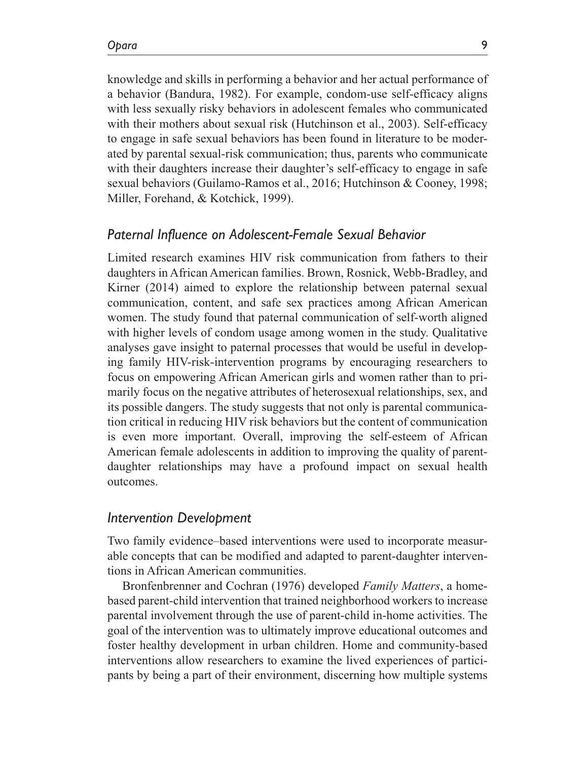knowledge and skills in performing a behavior and her actual performance of a behavior (Bandura, 1982). For example, condom-use self-efficacy aligns with less sexually risky behaviors in adolescent females who communicated with their mothers about sexual risk (Hutchinson et al., 2003). Self-efficacy to engage in safe sexual behaviors has been found in literature to be moderated by parental sexual-risk communication; thus, parents who communicate with their daughters increase their daughter's self-efficacy to engage in safe sexual behaviors (Guilamo-Ramos et al., 2016; Hutchinson & Cooney, 1998; Miller, Forehand, & Kotchick, 1999).

### *Paternal Influence on Adolescent-Female Sexual Behavior*

Limited research examines HIV risk communication from fathers to their daughters in African American families. Brown, Rosnick, Webb-Bradley, and Kirner (2014) aimed to explore the relationship between paternal sexual communication, content, and safe sex practices among African American women. The study found that paternal communication of self-worth aligned with higher levels of condom usage among women in the study. Qualitative analyses gave insight to paternal processes that would be useful in developing family HIV-risk-intervention programs by encouraging researchers to focus on empowering African American girls and women rather than to primarily focus on the negative attributes of heterosexual relationships, sex, and its possible dangers. The study suggests that not only is parental communication critical in reducing HIV risk behaviors but the content of communication is even more important. Overall, improving the self-esteem of African American female adolescents in addition to improving the quality of parent-daughter relationships may have a profound impact on sexual health outcomes.

### *Intervention Development*

Two family evidence–based interventions were used to incorporate measurable concepts that can be modified and adapted to parent-daughter interventions in African American communities.

Bronfenbrenner and Cochran (1976) developed *Family Matters*, a home-based parent-child intervention that trained neighborhood workers to increase parental involvement through the use of parent-child in-home activities. The goal of the intervention was to ultimately improve educational outcomes and foster healthy development in urban children. Home and community-based interventions allow researchers to examine the lived experiences of participants by being a part of their environment, discerning how multiple systems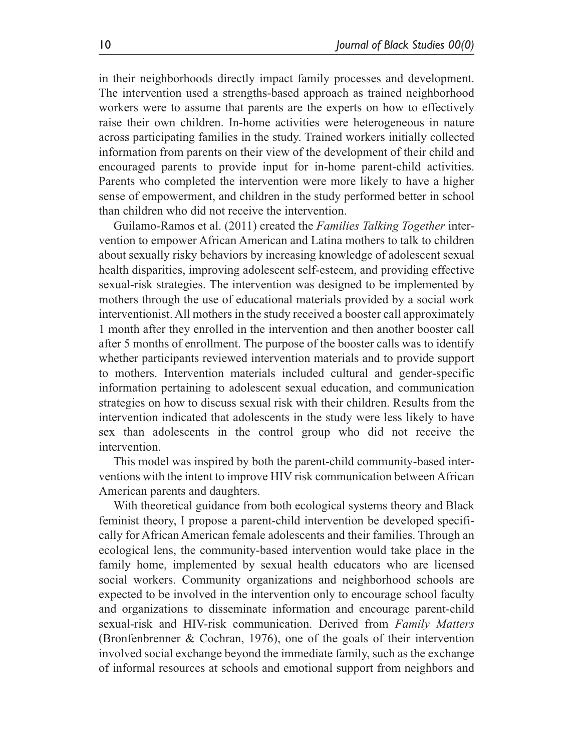in their neighborhoods directly impact family processes and development. The intervention used a strengths-based approach as trained neighborhood workers were to assume that parents are the experts on how to effectively raise their own children. In-home activities were heterogeneous in nature across participating families in the study. Trained workers initially collected information from parents on their view of the development of their child and encouraged parents to provide input for in-home parent-child activities. Parents who completed the intervention were more likely to have a higher sense of empowerment, and children in the study performed better in school than children who did not receive the intervention.

Guilamo-Ramos et al. (2011) created the *Families Talking Together* intervention to empower African American and Latina mothers to talk to children about sexually risky behaviors by increasing knowledge of adolescent sexual health disparities, improving adolescent self-esteem, and providing effective sexual-risk strategies. The intervention was designed to be implemented by mothers through the use of educational materials provided by a social work interventionist. All mothers in the study received a booster call approximately 1 month after they enrolled in the intervention and then another booster call after 5 months of enrollment. The purpose of the booster calls was to identify whether participants reviewed intervention materials and to provide support to mothers. Intervention materials included cultural and gender-specific information pertaining to adolescent sexual education, and communication strategies on how to discuss sexual risk with their children. Results from the intervention indicated that adolescents in the study were less likely to have sex than adolescents in the control group who did not receive the intervention.

This model was inspired by both the parent-child community-based interventions with the intent to improve HIV risk communication between African American parents and daughters.

With theoretical guidance from both ecological systems theory and Black feminist theory, I propose a parent-child intervention be developed specifically for African American female adolescents and their families. Through an ecological lens, the community-based intervention would take place in the family home, implemented by sexual health educators who are licensed social workers. Community organizations and neighborhood schools are expected to be involved in the intervention only to encourage school faculty and organizations to disseminate information and encourage parent-child sexual-risk and HIV-risk communication. Derived from *Family Matters* (Bronfenbrenner & Cochran, 1976), one of the goals of their intervention involved social exchange beyond the immediate family, such as the exchange of informal resources at schools and emotional support from neighbors and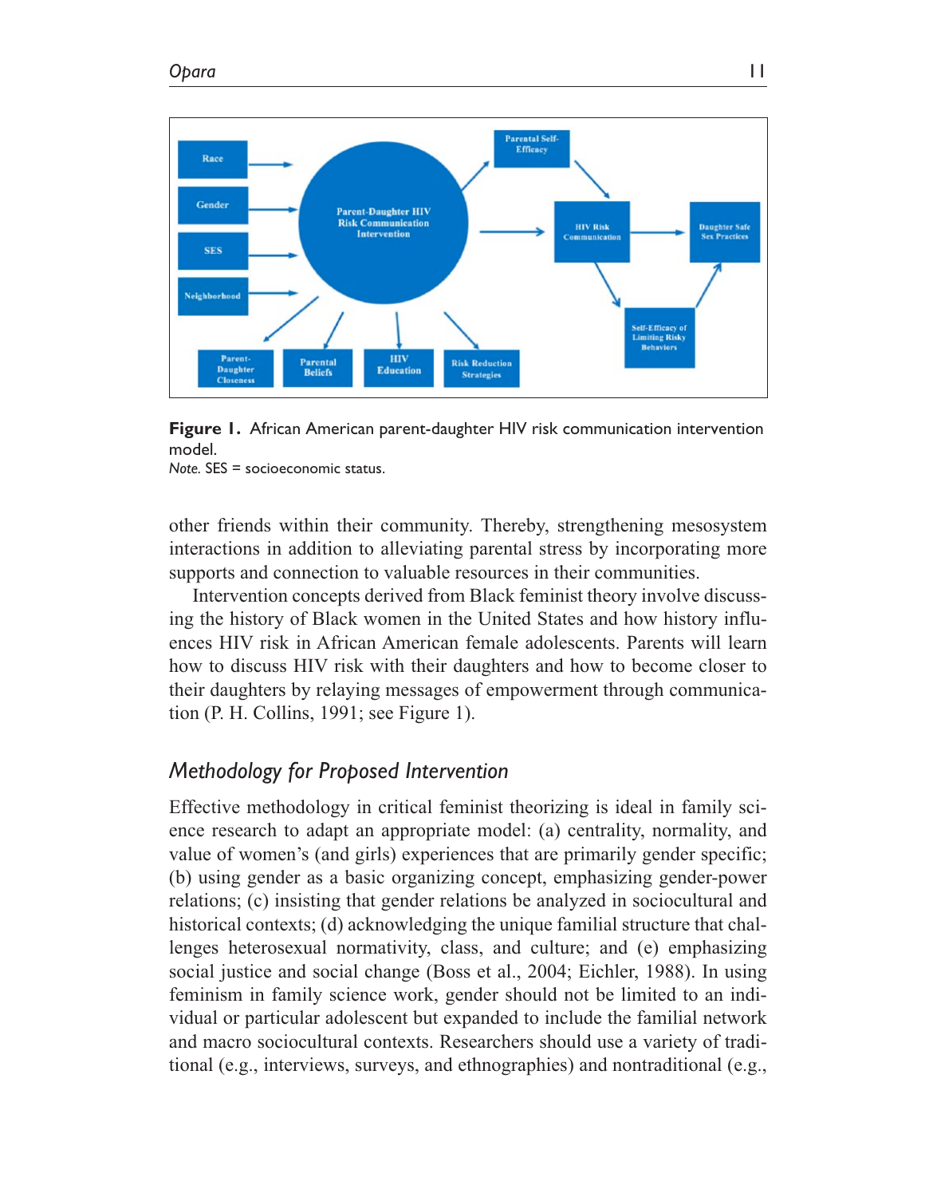**Figure 1.** African American parent-daughter HIV risk communication intervention model.
*Note.* SES = socioeconomic status.

other friends within their community. Thereby, strengthening mesosystem interactions in addition to alleviating parental stress by incorporating more supports and connection to valuable resources in their communities.

Intervention concepts derived from Black feminist theory involve discussing the history of Black women in the United States and how history influences HIV risk in African American female adolescents. Parents will learn how to discuss HIV risk with their daughters and how to become closer to their daughters by relaying messages of empowerment through communication (P. H. Collins, 1991; see Figure 1).

## *Methodology for Proposed Intervention*

Effective methodology in critical feminist theorizing is ideal in family science research to adapt an appropriate model: (a) centrality, normality, and value of women's (and girls) experiences that are primarily gender specific; (b) using gender as a basic organizing concept, emphasizing gender-power relations; (c) insisting that gender relations be analyzed in sociocultural and historical contexts; (d) acknowledging the unique familial structure that challenges heterosexual normativity, class, and culture; and (e) emphasizing social justice and social change (Boss et al., 2004; Eichler, 1988). In using feminism in family science work, gender should not be limited to an individual or particular adolescent but expanded to include the familial network and macro sociocultural contexts. Researchers should use a variety of traditional (e.g., interviews, surveys, and ethnographies) and nontraditional (e.g.,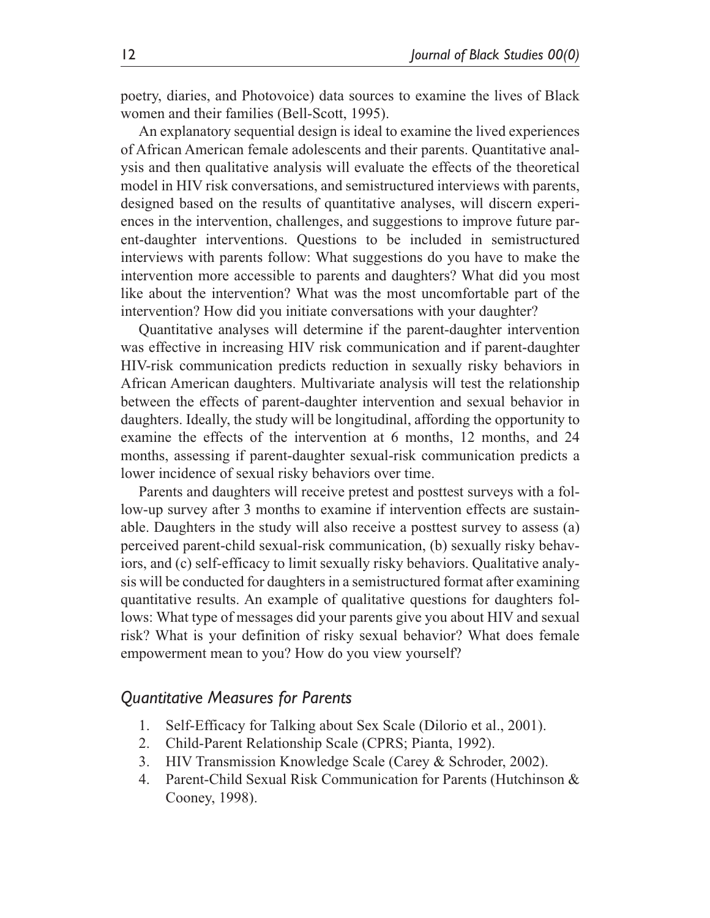poetry, diaries, and Photovoice) data sources to examine the lives of Black women and their families (Bell-Scott, 1995).

An explanatory sequential design is ideal to examine the lived experiences of African American female adolescents and their parents. Quantitative analysis and then qualitative analysis will evaluate the effects of the theoretical model in HIV risk conversations, and semistructured interviews with parents, designed based on the results of quantitative analyses, will discern experiences in the intervention, challenges, and suggestions to improve future parent-daughter interventions. Questions to be included in semistructured interviews with parents follow: What suggestions do you have to make the intervention more accessible to parents and daughters? What did you most like about the intervention? What was the most uncomfortable part of the intervention? How did you initiate conversations with your daughter?

Quantitative analyses will determine if the parent-daughter intervention was effective in increasing HIV risk communication and if parent-daughter HIV-risk communication predicts reduction in sexually risky behaviors in African American daughters. Multivariate analysis will test the relationship between the effects of parent-daughter intervention and sexual behavior in daughters. Ideally, the study will be longitudinal, affording the opportunity to examine the effects of the intervention at 6 months, 12 months, and 24 months, assessing if parent-daughter sexual-risk communication predicts a lower incidence of sexual risky behaviors over time.

Parents and daughters will receive pretest and posttest surveys with a follow-up survey after 3 months to examine if intervention effects are sustainable. Daughters in the study will also receive a posttest survey to assess (a) perceived parent-child sexual-risk communication, (b) sexually risky behaviors, and (c) self-efficacy to limit sexually risky behaviors. Qualitative analysis will be conducted for daughters in a semistructured format after examining quantitative results. An example of qualitative questions for daughters follows: What type of messages did your parents give you about HIV and sexual risk? What is your definition of risky sexual behavior? What does female empowerment mean to you? How do you view yourself?

### *Quantitative Measures for Parents*

1. Self-Efficacy for Talking about Sex Scale (Dilorio et al., 2001).
2. Child-Parent Relationship Scale (CPRS; Pianta, 1992).
3. HIV Transmission Knowledge Scale (Carey & Schroder, 2002).
4. Parent-Child Sexual Risk Communication for Parents (Hutchinson & Cooney, 1998).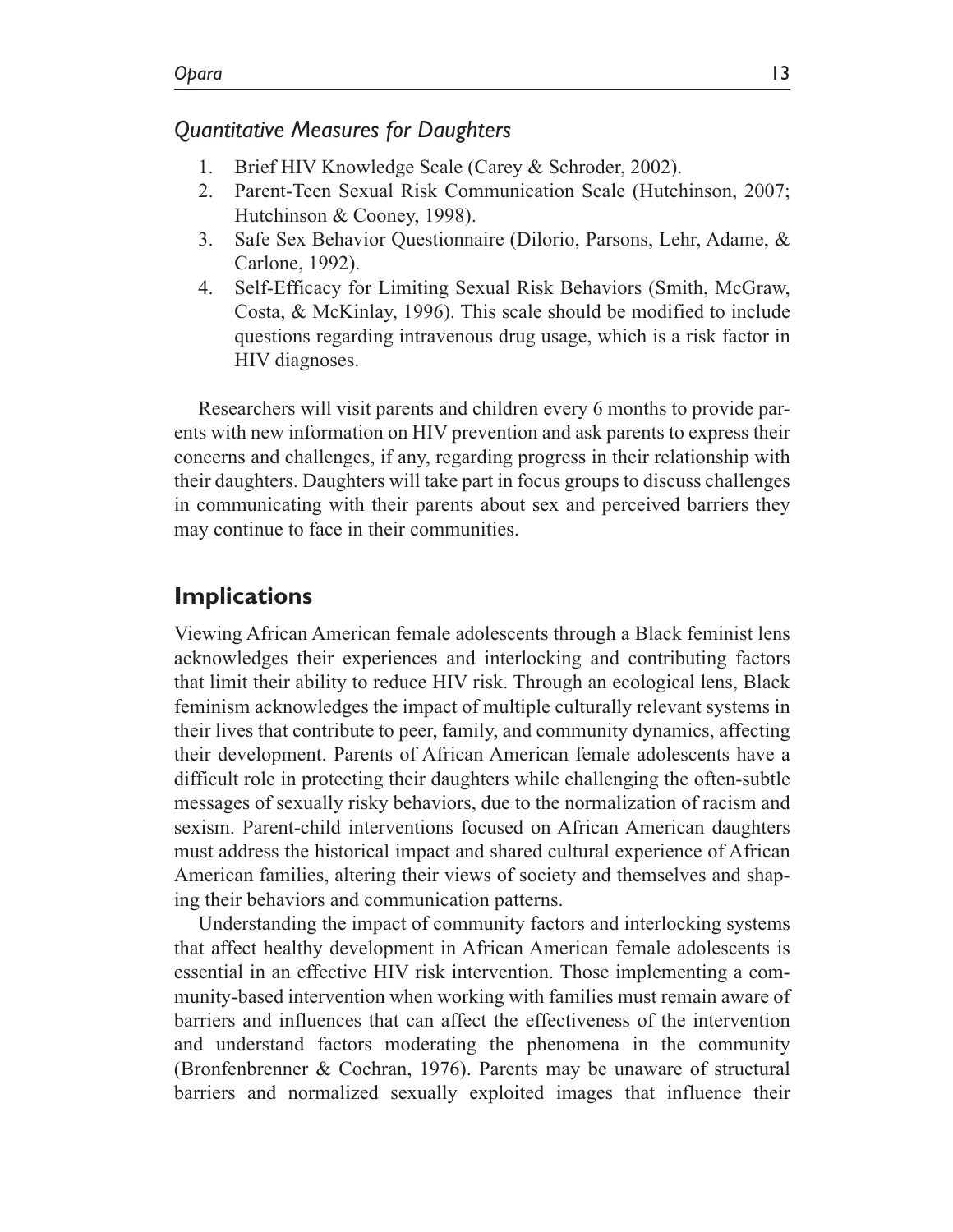### *Quantitative Measures for Daughters*

1. Brief HIV Knowledge Scale (Carey & Schroder, 2002).
2. Parent-Teen Sexual Risk Communication Scale (Hutchinson, 2007; Hutchinson & Cooney, 1998).
3. Safe Sex Behavior Questionnaire (Dilorio, Parsons, Lehr, Adame, & Carlone, 1992).
4. Self-Efficacy for Limiting Sexual Risk Behaviors (Smith, McGraw, Costa, & McKinlay, 1996). This scale should be modified to include questions regarding intravenous drug usage, which is a risk factor in HIV diagnoses.

Researchers will visit parents and children every 6 months to provide parents with new information on HIV prevention and ask parents to express their concerns and challenges, if any, regarding progress in their relationship with their daughters. Daughters will take part in focus groups to discuss challenges in communicating with their parents about sex and perceived barriers they may continue to face in their communities.

## Implications

Viewing African American female adolescents through a Black feminist lens acknowledges their experiences and interlocking and contributing factors that limit their ability to reduce HIV risk. Through an ecological lens, Black feminism acknowledges the impact of multiple culturally relevant systems in their lives that contribute to peer, family, and community dynamics, affecting their development. Parents of African American female adolescents have a difficult role in protecting their daughters while challenging the often-subtle messages of sexually risky behaviors, due to the normalization of racism and sexism. Parent-child interventions focused on African American daughters must address the historical impact and shared cultural experience of African American families, altering their views of society and themselves and shaping their behaviors and communication patterns.

Understanding the impact of community factors and interlocking systems that affect healthy development in African American female adolescents is essential in an effective HIV risk intervention. Those implementing a community-based intervention when working with families must remain aware of barriers and influences that can affect the effectiveness of the intervention and understand factors moderating the phenomena in the community (Bronfenbrenner & Cochran, 1976). Parents may be unaware of structural barriers and normalized sexually exploited images that influence their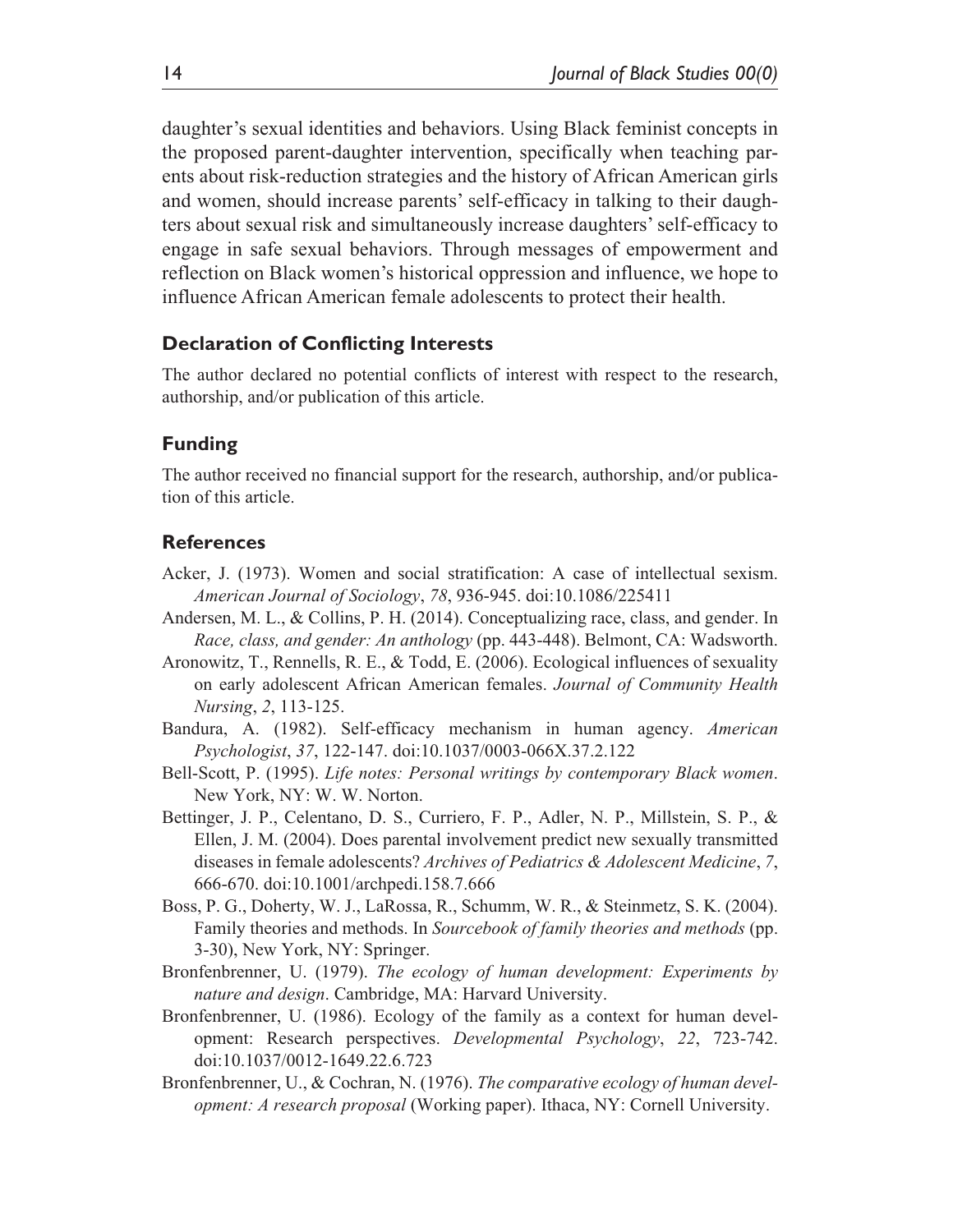daughter's sexual identities and behaviors. Using Black feminist concepts in the proposed parent-daughter intervention, specifically when teaching parents about risk-reduction strategies and the history of African American girls and women, should increase parents' self-efficacy in talking to their daughters about sexual risk and simultaneously increase daughters' self-efficacy to engage in safe sexual behaviors. Through messages of empowerment and reflection on Black women's historical oppression and influence, we hope to influence African American female adolescents to protect their health.

## Declaration of Conflicting Interests

The author declared no potential conflicts of interest with respect to the research, authorship, and/or publication of this article.

## Funding

The author received no financial support for the research, authorship, and/or publication of this article.

## References

Acker, J. (1973). Women and social stratification: A case of intellectual sexism. *American Journal of Sociology*, *78*, 936-945. doi:10.1086/225411

Andersen, M. L., & Collins, P. H. (2014). Conceptualizing race, class, and gender. In *Race, class, and gender: An anthology* (pp. 443-448). Belmont, CA: Wadsworth.

Aronowitz, T., Rennells, R. E., & Todd, E. (2006). Ecological influences of sexuality on early adolescent African American females. *Journal of Community Health Nursing*, *2*, 113-125.

Bandura, A. (1982). Self-efficacy mechanism in human agency. *American Psychologist*, *37*, 122-147. doi:10.1037/0003-066X.37.2.122

Bell-Scott, P. (1995). *Life notes: Personal writings by contemporary Black women*. New York, NY: W. W. Norton.

Bettinger, J. P., Celentano, D. S., Curriero, F. P., Adler, N. P., Millstein, S. P., & Ellen, J. M. (2004). Does parental involvement predict new sexually transmitted diseases in female adolescents? *Archives of Pediatrics & Adolescent Medicine*, *7*, 666-670. doi:10.1001/archpedi.158.7.666

Boss, P. G., Doherty, W. J., LaRossa, R., Schumm, W. R., & Steinmetz, S. K. (2004). Family theories and methods. In *Sourcebook of family theories and methods* (pp. 3-30), New York, NY: Springer.

Bronfenbrenner, U. (1979). *The ecology of human development: Experiments by nature and design*. Cambridge, MA: Harvard University.

Bronfenbrenner, U. (1986). Ecology of the family as a context for human development: Research perspectives. *Developmental Psychology*, *22*, 723-742. doi:10.1037/0012-1649.22.6.723

Bronfenbrenner, U., & Cochran, N. (1976). *The comparative ecology of human development: A research proposal* (Working paper). Ithaca, NY: Cornell University.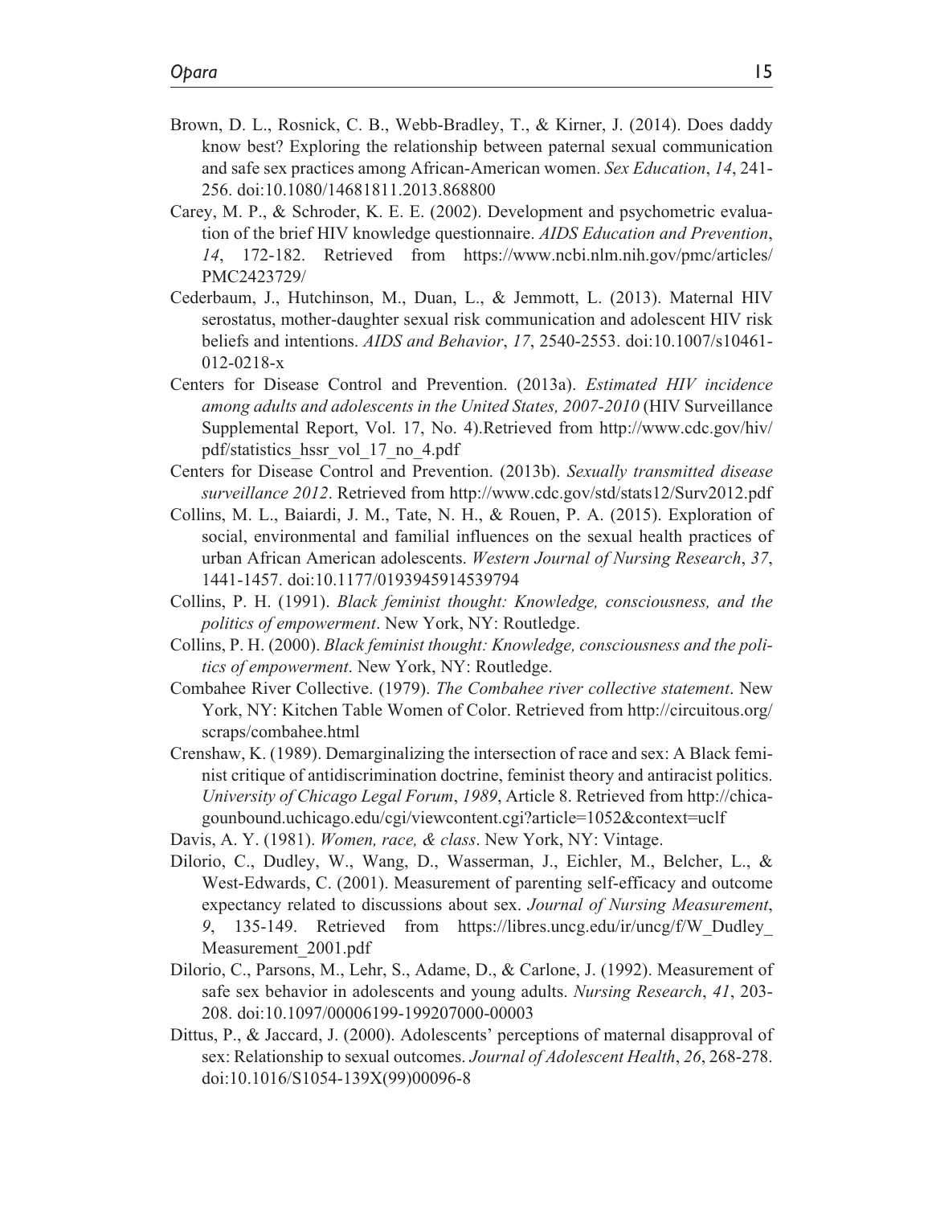Brown, D. L., Rosnick, C. B., Webb-Bradley, T., & Kirner, J. (2014). Does daddy know best? Exploring the relationship between paternal sexual communication and safe sex practices among African-American women. *Sex Education*, *14*, 241-256. doi:10.1080/14681811.2013.868800

Carey, M. P., & Schroder, K. E. E. (2002). Development and psychometric evaluation of the brief HIV knowledge questionnaire. *AIDS Education and Prevention*, *14*, 172-182. Retrieved from https://www.ncbi.nlm.nih.gov/pmc/articles/PMC2423729/

Cederbaum, J., Hutchinson, M., Duan, L., & Jemmott, L. (2013). Maternal HIV serostatus, mother-daughter sexual risk communication and adolescent HIV risk beliefs and intentions. *AIDS and Behavior*, *17*, 2540-2553. doi:10.1007/s10461-012-0218-x

Centers for Disease Control and Prevention. (2013a). *Estimated HIV incidence among adults and adolescents in the United States, 2007-2010* (HIV Surveillance Supplemental Report, Vol. 17, No. 4).Retrieved from http://www.cdc.gov/hiv/pdf/statistics_hssr_vol_17_no_4.pdf

Centers for Disease Control and Prevention. (2013b). *Sexually transmitted disease surveillance 2012*. Retrieved from http://www.cdc.gov/std/stats12/Surv2012.pdf

Collins, M. L., Baiardi, J. M., Tate, N. H., & Rouen, P. A. (2015). Exploration of social, environmental and familial influences on the sexual health practices of urban African American adolescents. *Western Journal of Nursing Research*, *37*, 1441-1457. doi:10.1177/0193945914539794

Collins, P. H. (1991). *Black feminist thought: Knowledge, consciousness, and the politics of empowerment*. New York, NY: Routledge.

Collins, P. H. (2000). *Black feminist thought: Knowledge, consciousness and the politics of empowerment*. New York, NY: Routledge.

Combahee River Collective. (1979). *The Combahee river collective statement*. New York, NY: Kitchen Table Women of Color. Retrieved from http://circuitous.org/scraps/combahee.html

Crenshaw, K. (1989). Demarginalizing the intersection of race and sex: A Black feminist critique of antidiscrimination doctrine, feminist theory and antiracist politics. *University of Chicago Legal Forum*, *1989*, Article 8. Retrieved from http://chicagounbound.uchicago.edu/cgi/viewcontent.cgi?article=1052&context=uclf

Davis, A. Y. (1981). *Women, race, & class*. New York, NY: Vintage.

Dilorio, C., Dudley, W., Wang, D., Wasserman, J., Eichler, M., Belcher, L., & West-Edwards, C. (2001). Measurement of parenting self-efficacy and outcome expectancy related to discussions about sex. *Journal of Nursing Measurement*, *9*, 135-149. Retrieved from https://libres.uncg.edu/ir/uncg/f/W_Dudley_Measurement_2001.pdf

Dilorio, C., Parsons, M., Lehr, S., Adame, D., & Carlone, J. (1992). Measurement of safe sex behavior in adolescents and young adults. *Nursing Research*, *41*, 203-208. doi:10.1097/00006199-199207000-00003

Dittus, P., & Jaccard, J. (2000). Adolescents' perceptions of maternal disapproval of sex: Relationship to sexual outcomes. *Journal of Adolescent Health*, *26*, 268-278. doi:10.1016/S1054-139X(99)00096-8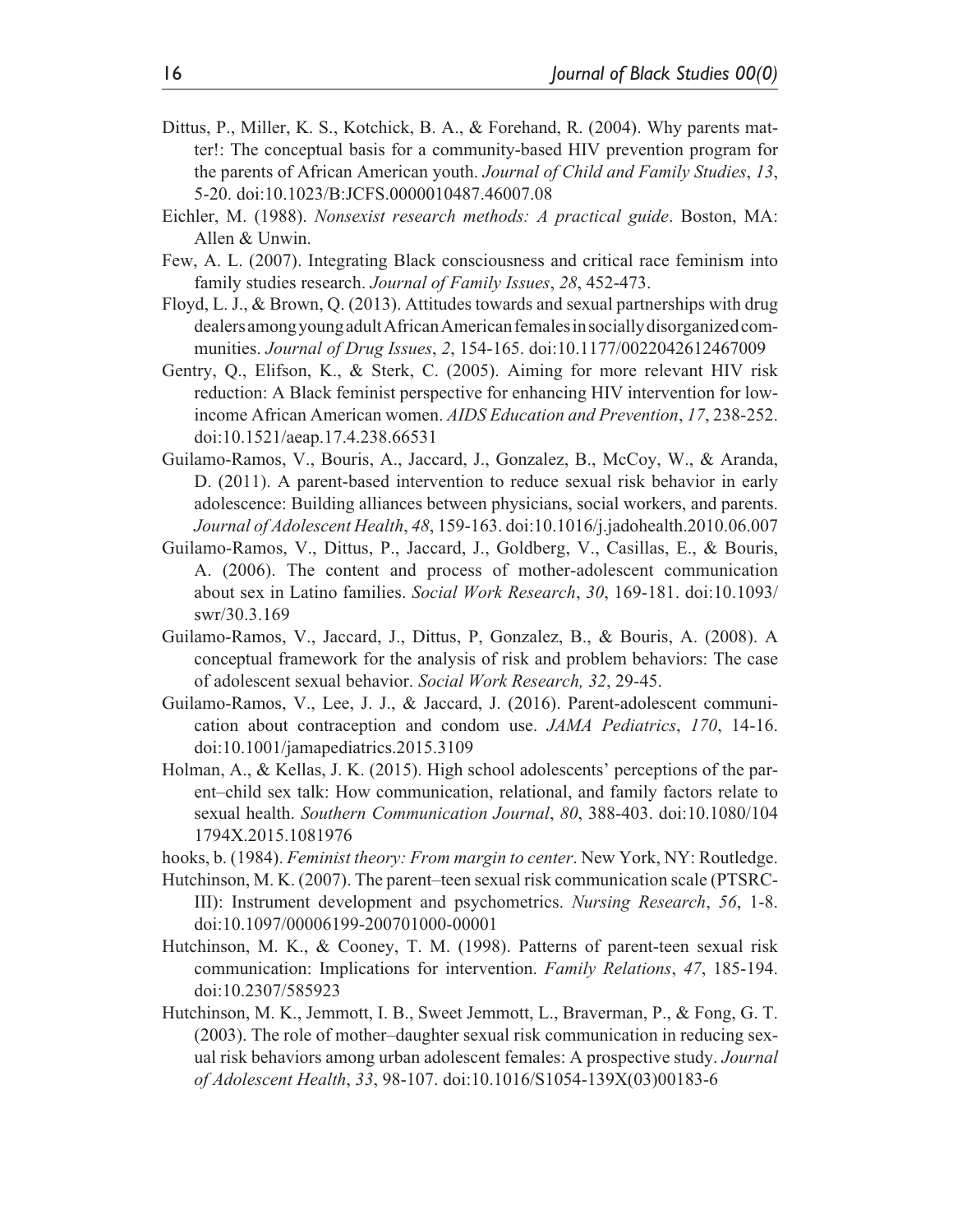Dittus, P., Miller, K. S., Kotchick, B. A., & Forehand, R. (2004). Why parents matter!: The conceptual basis for a community-based HIV prevention program for the parents of African American youth. *Journal of Child and Family Studies*, *13*, 5-20. doi:10.1023/B:JCFS.0000010487.46007.08

Eichler, M. (1988). *Nonsexist research methods: A practical guide*. Boston, MA: Allen & Unwin.

Few, A. L. (2007). Integrating Black consciousness and critical race feminism into family studies research. *Journal of Family Issues*, *28*, 452-473.

Floyd, L. J., & Brown, Q. (2013). Attitudes towards and sexual partnerships with drug dealers among young adult African American females in socially disorganized communities. *Journal of Drug Issues*, *2*, 154-165. doi:10.1177/0022042612467009

Gentry, Q., Elifson, K., & Sterk, C. (2005). Aiming for more relevant HIV risk reduction: A Black feminist perspective for enhancing HIV intervention for low-income African American women. *AIDS Education and Prevention*, *17*, 238-252. doi:10.1521/aeap.17.4.238.66531

Guilamo-Ramos, V., Bouris, A., Jaccard, J., Gonzalez, B., McCoy, W., & Aranda, D. (2011). A parent-based intervention to reduce sexual risk behavior in early adolescence: Building alliances between physicians, social workers, and parents. *Journal of Adolescent Health*, *48*, 159-163. doi:10.1016/j.jadohealth.2010.06.007

Guilamo-Ramos, V., Dittus, P., Jaccard, J., Goldberg, V., Casillas, E., & Bouris, A. (2006). The content and process of mother-adolescent communication about sex in Latino families. *Social Work Research*, *30*, 169-181. doi:10.1093/swr/30.3.169

Guilamo-Ramos, V., Jaccard, J., Dittus, P, Gonzalez, B., & Bouris, A. (2008). A conceptual framework for the analysis of risk and problem behaviors: The case of adolescent sexual behavior. *Social Work Research, 32*, 29-45.

Guilamo-Ramos, V., Lee, J. J., & Jaccard, J. (2016). Parent-adolescent communication about contraception and condom use. *JAMA Pediatrics*, *170*, 14-16. doi:10.1001/jamapediatrics.2015.3109

Holman, A., & Kellas, J. K. (2015). High school adolescents' perceptions of the parent–child sex talk: How communication, relational, and family factors relate to sexual health. *Southern Communication Journal*, *80*, 388-403. doi:10.1080/1041794X.2015.1081976

hooks, b. (1984). *Feminist theory: From margin to center*. New York, NY: Routledge.

Hutchinson, M. K. (2007). The parent–teen sexual risk communication scale (PTSRC-III): Instrument development and psychometrics. *Nursing Research*, *56*, 1-8. doi:10.1097/00006199-200701000-00001

Hutchinson, M. K., & Cooney, T. M. (1998). Patterns of parent-teen sexual risk communication: Implications for intervention. *Family Relations*, *47*, 185-194. doi:10.2307/585923

Hutchinson, M. K., Jemmott, I. B., Sweet Jemmott, L., Braverman, P., & Fong, G. T. (2003). The role of mother–daughter sexual risk communication in reducing sexual risk behaviors among urban adolescent females: A prospective study. *Journal of Adolescent Health*, *33*, 98-107. doi:10.1016/S1054-139X(03)00183-6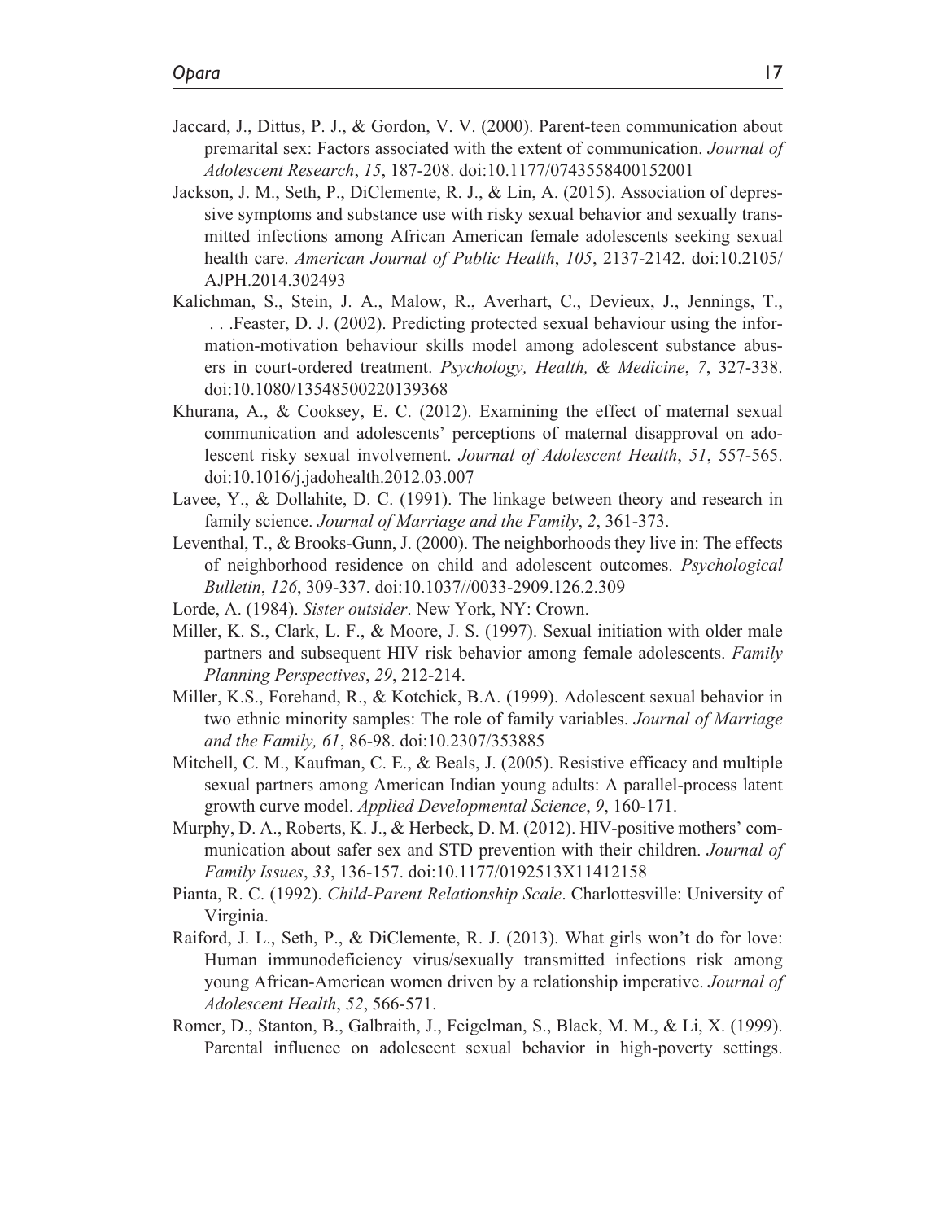Jaccard, J., Dittus, P. J., & Gordon, V. V. (2000). Parent-teen communication about premarital sex: Factors associated with the extent of communication. *Journal of Adolescent Research*, *15*, 187-208. doi:10.1177/0743558400152001

Jackson, J. M., Seth, P., DiClemente, R. J., & Lin, A. (2015). Association of depressive symptoms and substance use with risky sexual behavior and sexually transmitted infections among African American female adolescents seeking sexual health care. *American Journal of Public Health*, *105*, 2137-2142. doi:10.2105/AJPH.2014.302493

Kalichman, S., Stein, J. A., Malow, R., Averhart, C., Devieux, J., Jennings, T., . . .Feaster, D. J. (2002). Predicting protected sexual behaviour using the information-motivation behaviour skills model among adolescent substance abusers in court-ordered treatment. *Psychology, Health, & Medicine*, *7*, 327-338. doi:10.1080/13548500220139368

Khurana, A., & Cooksey, E. C. (2012). Examining the effect of maternal sexual communication and adolescents' perceptions of maternal disapproval on adolescent risky sexual involvement. *Journal of Adolescent Health*, *51*, 557-565. doi:10.1016/j.jadohealth.2012.03.007

Lavee, Y., & Dollahite, D. C. (1991). The linkage between theory and research in family science. *Journal of Marriage and the Family*, *2*, 361-373.

Leventhal, T., & Brooks-Gunn, J. (2000). The neighborhoods they live in: The effects of neighborhood residence on child and adolescent outcomes. *Psychological Bulletin*, *126*, 309-337. doi:10.1037//0033-2909.126.2.309

Lorde, A. (1984). *Sister outsider*. New York, NY: Crown.

Miller, K. S., Clark, L. F., & Moore, J. S. (1997). Sexual initiation with older male partners and subsequent HIV risk behavior among female adolescents. *Family Planning Perspectives*, *29*, 212-214.

Miller, K.S., Forehand, R., & Kotchick, B.A. (1999). Adolescent sexual behavior in two ethnic minority samples: The role of family variables. *Journal of Marriage and the Family, 61*, 86-98. doi:10.2307/353885

Mitchell, C. M., Kaufman, C. E., & Beals, J. (2005). Resistive efficacy and multiple sexual partners among American Indian young adults: A parallel-process latent growth curve model. *Applied Developmental Science*, *9*, 160-171.

Murphy, D. A., Roberts, K. J., & Herbeck, D. M. (2012). HIV-positive mothers' communication about safer sex and STD prevention with their children. *Journal of Family Issues*, *33*, 136-157. doi:10.1177/0192513X11412158

Pianta, R. C. (1992). *Child-Parent Relationship Scale*. Charlottesville: University of Virginia.

Raiford, J. L., Seth, P., & DiClemente, R. J. (2013). What girls won't do for love: Human immunodeficiency virus/sexually transmitted infections risk among young African-American women driven by a relationship imperative. *Journal of Adolescent Health*, *52*, 566-571.

Romer, D., Stanton, B., Galbraith, J., Feigelman, S., Black, M. M., & Li, X. (1999). Parental influence on adolescent sexual behavior in high-poverty settings.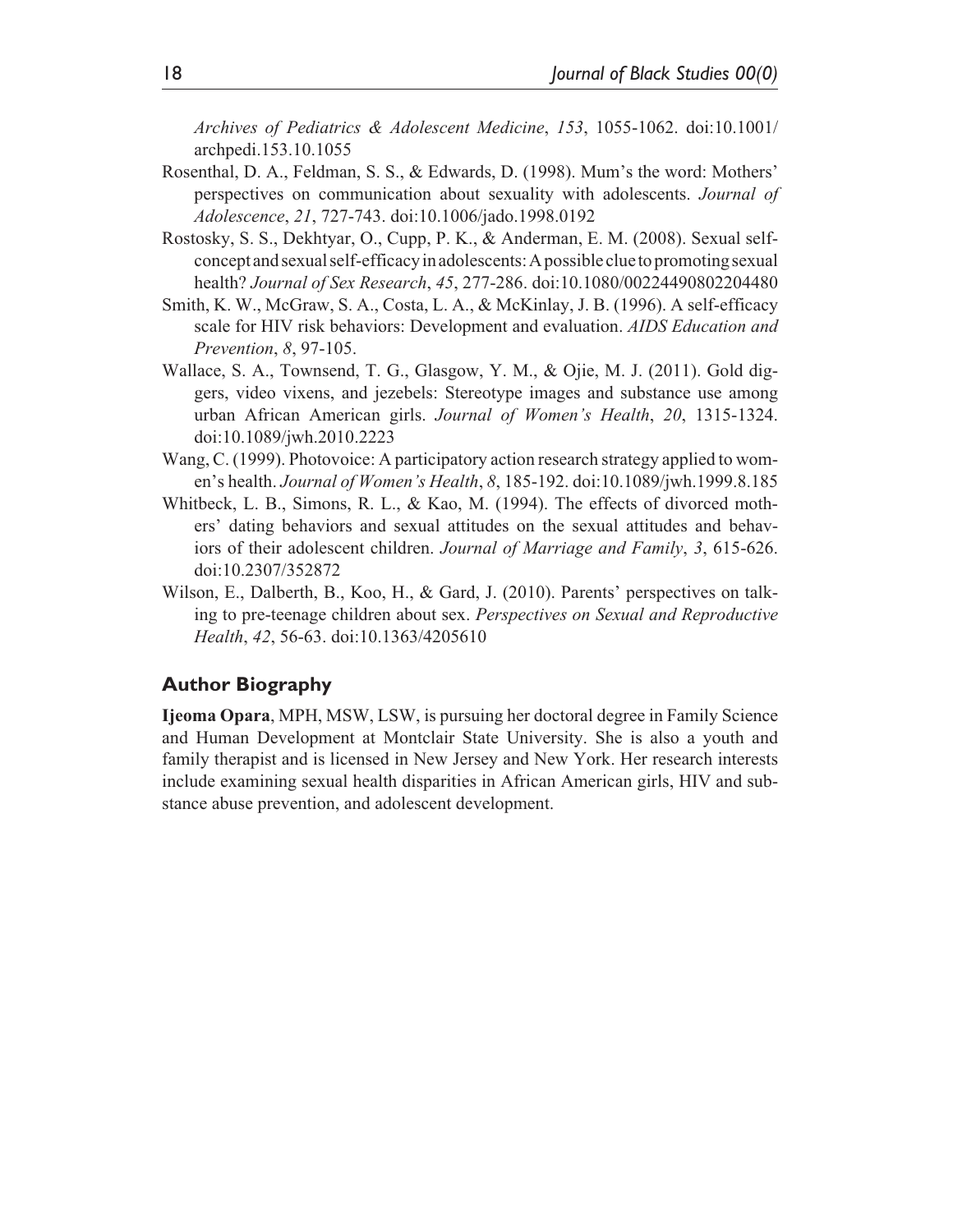*Archives of Pediatrics & Adolescent Medicine*, *153*, 1055-1062. doi:10.1001/archpedi.153.10.1055

Rosenthal, D. A., Feldman, S. S., & Edwards, D. (1998). Mum's the word: Mothers' perspectives on communication about sexuality with adolescents. *Journal of Adolescence*, *21*, 727-743. doi:10.1006/jado.1998.0192

Rostosky, S. S., Dekhtyar, O., Cupp, P. K., & Anderman, E. M. (2008). Sexual self-concept and sexual self-efficacy in adolescents: A possible clue to promoting sexual health? *Journal of Sex Research*, *45*, 277-286. doi:10.1080/00224490802204480

Smith, K. W., McGraw, S. A., Costa, L. A., & McKinlay, J. B. (1996). A self-efficacy scale for HIV risk behaviors: Development and evaluation. *AIDS Education and Prevention*, *8*, 97-105.

Wallace, S. A., Townsend, T. G., Glasgow, Y. M., & Ojie, M. J. (2011). Gold diggers, video vixens, and jezebels: Stereotype images and substance use among urban African American girls. *Journal of Women's Health*, *20*, 1315-1324. doi:10.1089/jwh.2010.2223

Wang, C. (1999). Photovoice: A participatory action research strategy applied to women's health. *Journal of Women's Health*, *8*, 185-192. doi:10.1089/jwh.1999.8.185

Whitbeck, L. B., Simons, R. L., & Kao, M. (1994). The effects of divorced mothers' dating behaviors and sexual attitudes on the sexual attitudes and behaviors of their adolescent children. *Journal of Marriage and Family*, *3*, 615-626. doi:10.2307/352872

Wilson, E., Dalberth, B., Koo, H., & Gard, J. (2010). Parents' perspectives on talking to pre-teenage children about sex. *Perspectives on Sexual and Reproductive Health*, *42*, 56-63. doi:10.1363/4205610

## Author Biography

**Ijeoma Opara**, MPH, MSW, LSW, is pursuing her doctoral degree in Family Science and Human Development at Montclair State University. She is also a youth and family therapist and is licensed in New Jersey and New York. Her research interests include examining sexual health disparities in African American girls, HIV and substance abuse prevention, and adolescent development.